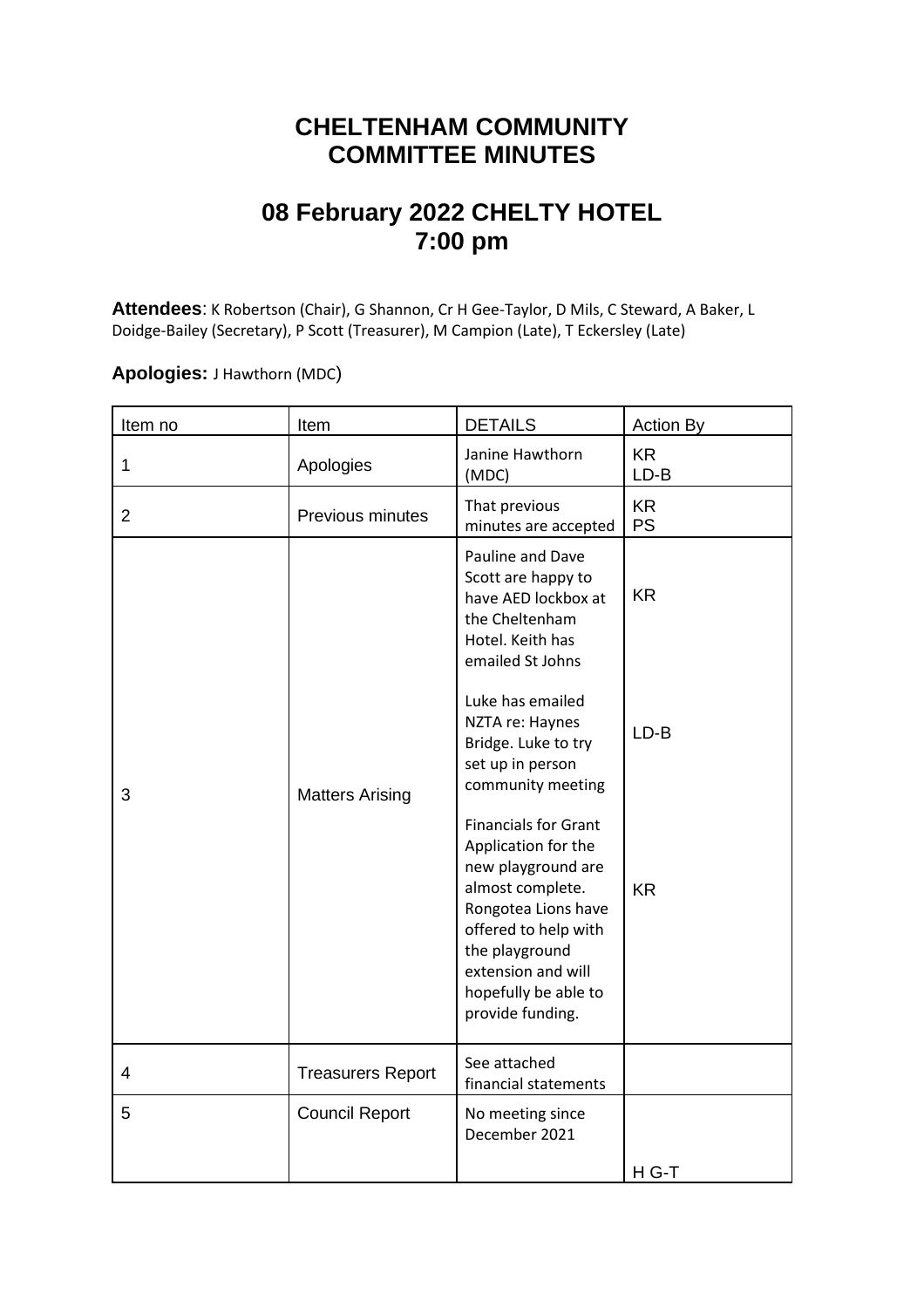# CHELTENHAM COMMUNITY COMMITTEE MINUTES

## 08 February 2022 CHELTY HOTEL 7:00 pm

**Attendees**: K Robertson (Chair), G Shannon, Cr H Gee-Taylor, D Mils, C Steward, A Baker, L Doidge-Bailey (Secretary), P Scott (Treasurer), M Campion (Late), T Eckersley (Late)

**Apologies:** J Hawthorn (MDC)

| Item no | Item | DETAILS | Action By |
|---|---|---|---|
| 1 | Apologies | Janine Hawthorn (MDC) | KR LD-B |
| 2 | Previous minutes | That previous minutes are accepted | KR PS |
| 3 | Matters Arising | Pauline and Dave Scott are happy to have AED lockbox at the Cheltenham Hotel. Keith has emailed St Johns<br><br>Luke has emailed NZTA re: Haynes Bridge. Luke to try set up in person community meeting<br><br>Financials for Grant Application for the new playground are almost complete. Rongotea Lions have offered to help with the playground extension and will hopefully be able to provide funding. | KR<br><br>LD-B<br><br>KR |
| 4 | Treasurers Report | See attached financial statements | |
| 5 | Council Report | No meeting since December 2021 | H G-T |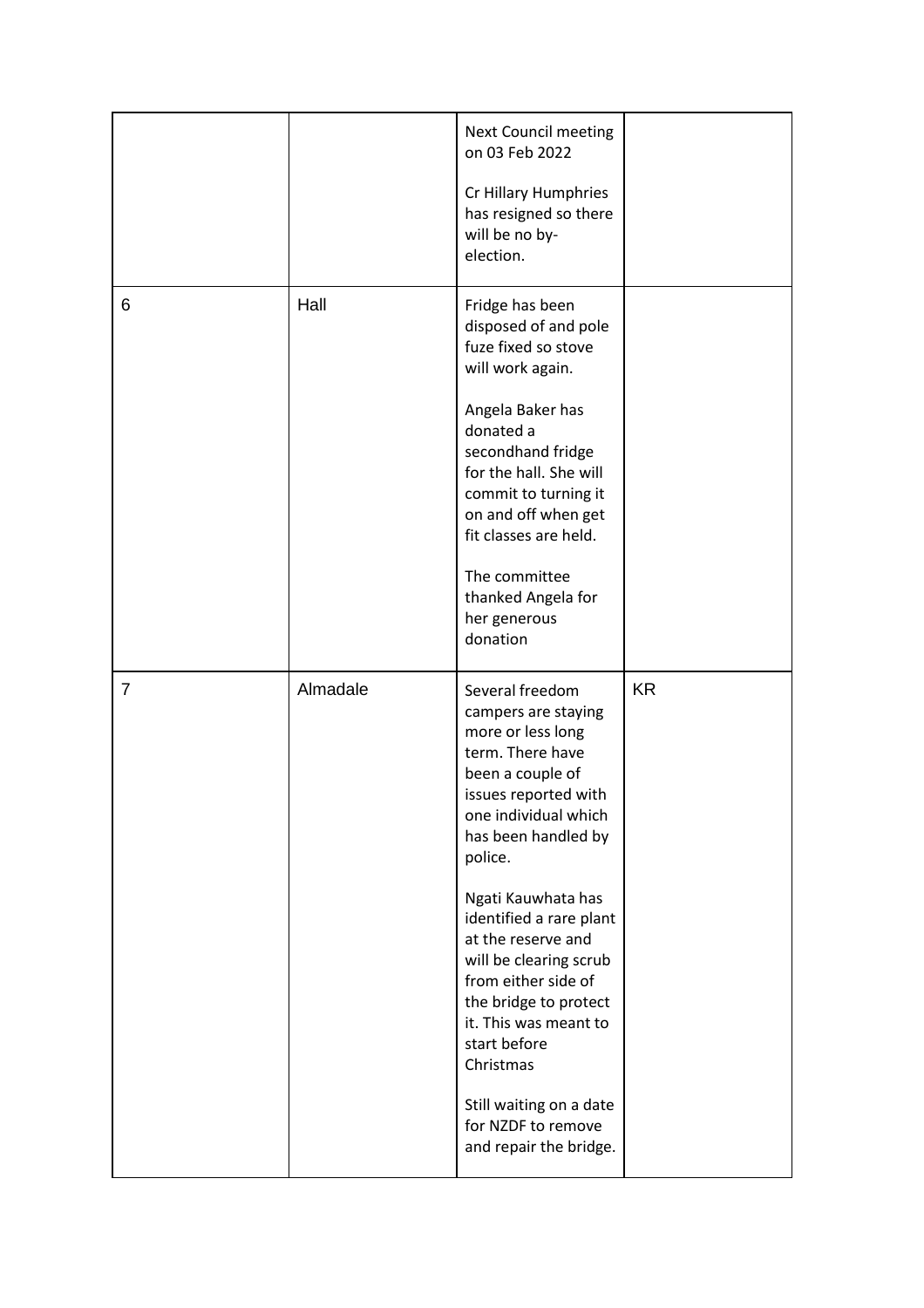| | | | |
|---|---|---|---|
| | | Next Council meeting on 03 Feb 2022<br><br>Cr Hillary Humphries has resigned so there will be no by-election. | |
| 6 | Hall | Fridge has been disposed of and pole fuze fixed so stove will work again.<br><br>Angela Baker has donated a secondhand fridge for the hall. She will commit to turning it on and off when get fit classes are held.<br><br>The committee thanked Angela for her generous donation | |
| 7 | Almadale | Several freedom campers are staying more or less long term. There have been a couple of issues reported with one individual which has been handled by police.<br><br>Ngati Kauwhata has identified a rare plant at the reserve and will be clearing scrub from either side of the bridge to protect it. This was meant to start before Christmas<br><br>Still waiting on a date for NZDF to remove and repair the bridge. | KR |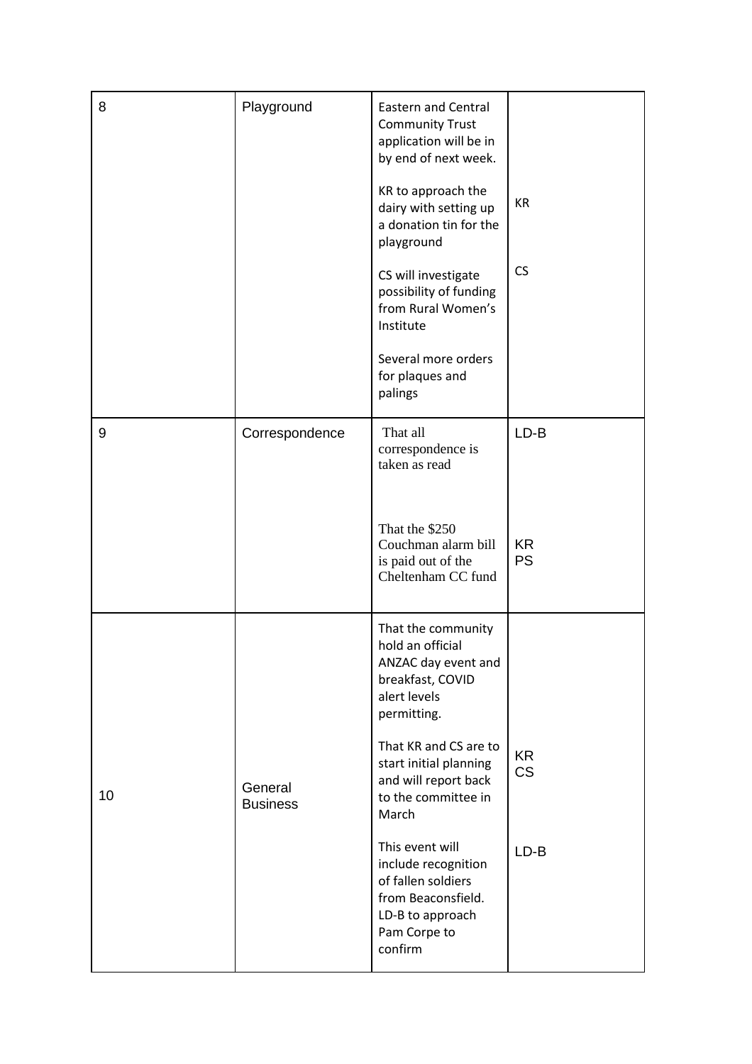| | | | |
|---|---|---|---|
| 8 | Playground | Eastern and Central Community Trust application will be in by end of next week.<br><br>KR to approach the dairy with setting up a donation tin for the playground<br><br>CS will investigate possibility of funding from Rural Women's Institute<br><br>Several more orders for plaques and palings | <br><br><br>KR<br><br>CS |
| 9 | Correspondence | That all correspondence is taken as read<br><br>That the $250 Couchman alarm bill is paid out of the Cheltenham CC fund | LD-B<br><br>KR<br>PS |
| 10 | General Business | That the community hold an official ANZAC day event and breakfast, COVID alert levels permitting.<br><br>That KR and CS are to start initial planning and will report back to the committee in March<br><br>This event will include recognition of fallen soldiers from Beaconsfield. LD-B to approach Pam Corpe to confirm | <br><br>KR<br>CS<br><br>LD-B |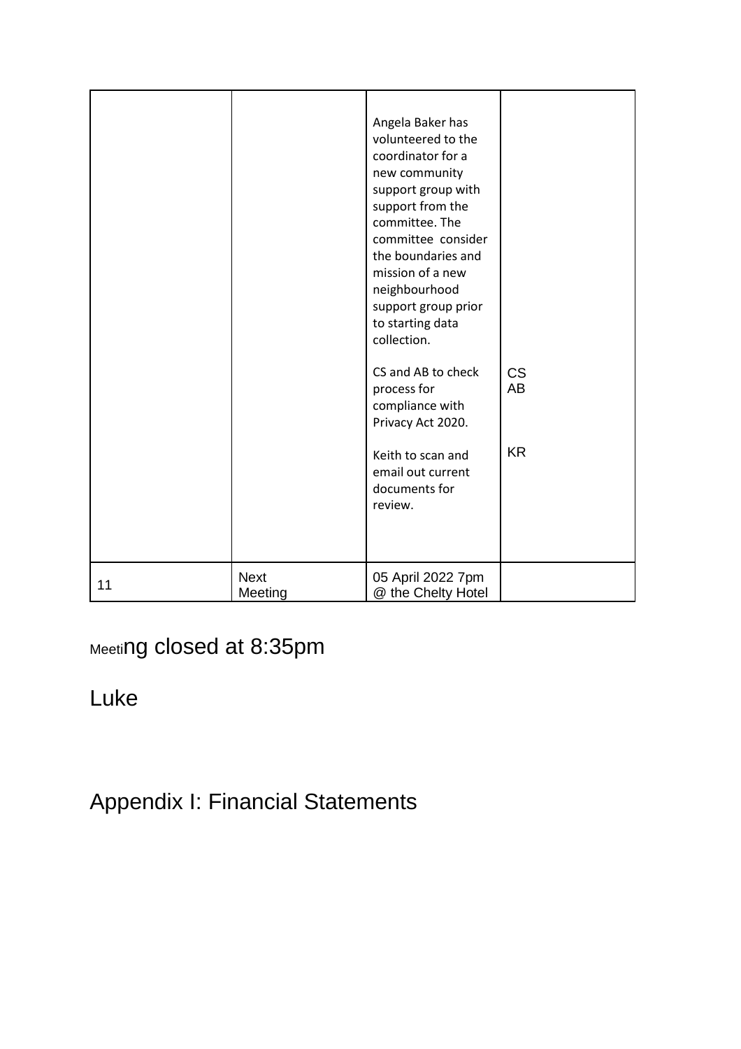| | | | |
|---|---|---|---|
| | | Angela Baker has volunteered to the coordinator for a new community support group with support from the committee. The committee consider the boundaries and mission of a new neighbourhood support group prior to starting data collection.<br><br>CS and AB to check process for compliance with Privacy Act 2020.<br><br>Keith to scan and email out current documents for review. | <br><br><br><br><br><br><br><br>CS<br>AB<br><br>KR |
| 11 | Next Meeting | 05 April 2022 7pm @ the Chelty Hotel | |

Meeting closed at 8:35pm

Luke

## Appendix I: Financial Statements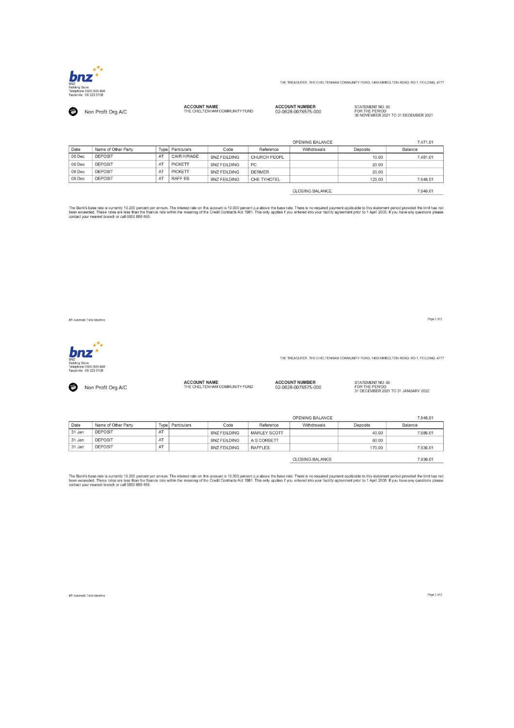bnz

BNZ
Feilding Store
Telephone 0800 800 468
Facsimile 06 323 5109

THE TREASURER, THE CHELTENHAM COMMUNITY FUND, 1489 KIMBOLTON ROAD, RD 7, FEILDING, 4777

Non Profit Org A/C

**ACCOUNT NAME**
THE CHELTENHAM COMMUNITY FUND

**ACCOUNT NUMBER**
02-0628-0078575-000

STATEMENT NO. 65
FOR THE PERIOD
30 NOVEMBER 2021 TO 31 DECEMBER 2021

OPENING BALANCE 7,471.01

| Date | Name of Other Party | Type | Particulars | Code | Reference | Withdrawals | Deposits | Balance |
|---|---|---|---|---|---|---|---|---|
| 06 Dec | DEPOSIT | AT | CAIR HIRAGE | BNZ FEILDING | CHURCH PEOPL | | 10.00 | 7,481.01 |
| 06 Dec | DEPOSIT | AT | PICKETT | BNZ FEILDING | PC | | 20.00 | |
| 06 Dec | DEPOSIT | AT | PICKETT | BNZ FEILDING | DERMER | | 20.00 | |
| 06 Dec | DEPOSIT | AT | RAFF ES | BNZ FEILDING | CHE TYHOTEL | | 125.00 | 7,646.01 |

CLOSING BALANCE 7,646.01

The Bank's base rate is currently 10.200 percent per annum. The interest rate on this account is 10.000 percent p.a above the base rate. There is no required payment applicable to this statement period provided the limit has not been exceeded. These rates are less than the finance rate within the meaning of the Credit Contracts Act 1981. This only applies if you entered into your facility agreement prior to 1 April 2005. If you have any questions please contact your nearest branch or call 0800 800 468.

AT Automatic Teller Machine

bnz

BNZ
Feilding Store
Telephone 0800 800 468
Facsimile 06 323 5109

THE TREASURER, THE CHELTENHAM COMMUNITY FUND, 1489 KIMBOLTON ROAD, RD 7, FEILDING, 4777

Non Profit Org A/C

**ACCOUNT NAME**
THE CHELTENHAM COMMUNITY FUND

**ACCOUNT NUMBER**
02-0628-0078575-000

STATEMENT NO. 66
FOR THE PERIOD
31 DECEMBER 2021 TO 31 JANUARY 2022

OPENING BALANCE 7,646.01

| Date | Name of Other Party | Type | Particulars | Code | Reference | Withdrawals | Deposits | Balance |
|---|---|---|---|---|---|---|---|---|
| 31 Jan | DEPOSIT | AT | | BNZ FEILDING | MARLEY SCOTT | | 40.00 | 7,686.01 |
| 31 Jan | DEPOSIT | AT | | BNZ FEILDING | A S CORBETT | | 80.00 | |
| 31 Jan | DEPOSIT | AT | | BNZ FEILDING | RAFFLES | | 170.00 | 7,936.01 |

CLOSING BALANCE 7,936.01

The Bank's base rate is currently 10.200 percent per annum. The interest rate on this account is 10.000 percent p.a above the base rate. There is no required payment applicable to this statement period provided the limit has not been exceeded. These rates are less than the finance rate within the meaning of the Credit Contracts Act 1981. This only applies if you entered into your facility agreement prior to 1 April 2005. If you have any questions please contact your nearest branch or call 0800 800 468.

AT Automatic Teller Machine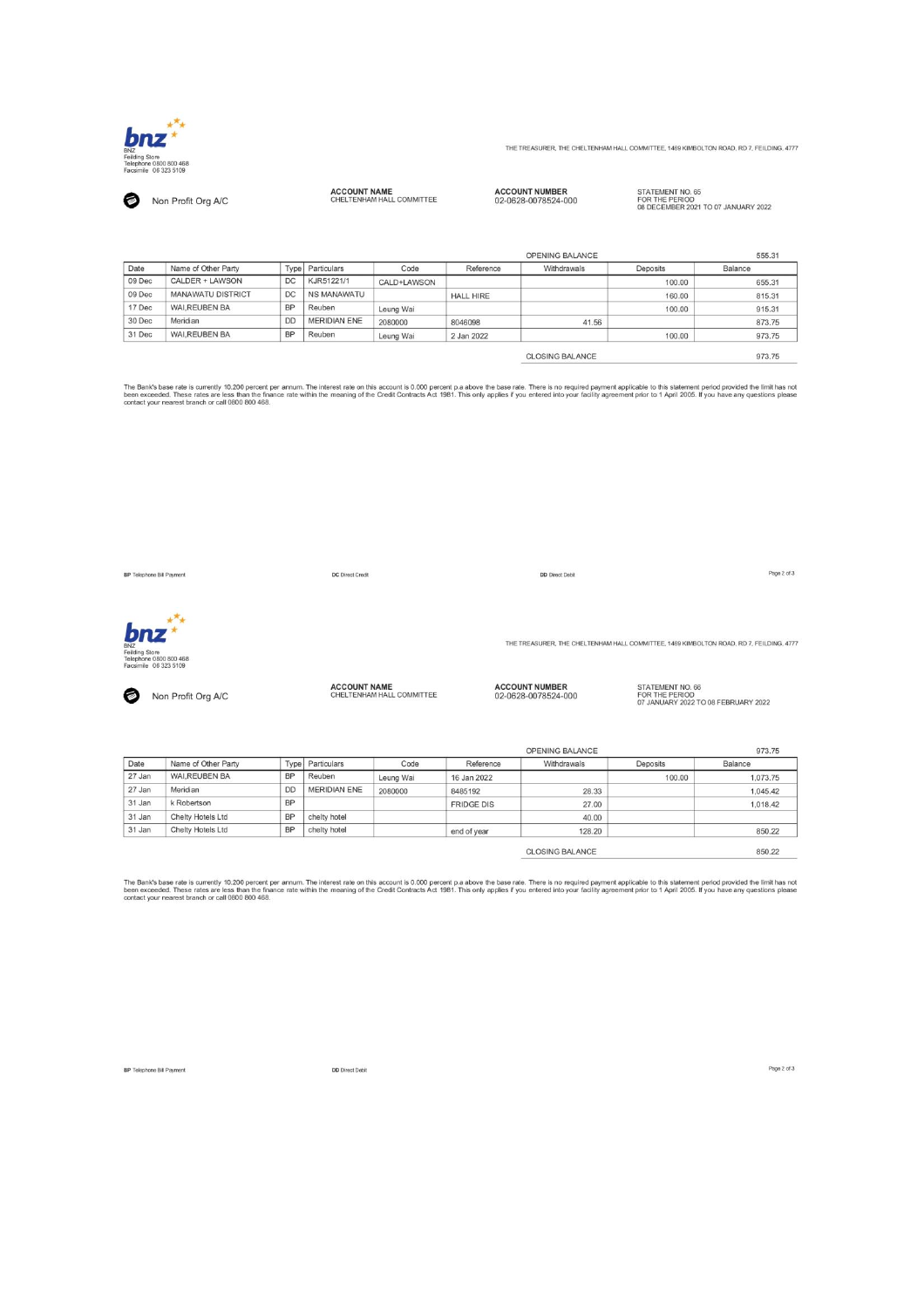BNZ
Feilding Store
Telephone 0800 800 468
Facsimile 06 323 5109

THE TREASURER, THE CHELTENHAM HALL COMMITTEE, 1489 KIMBOLTON ROAD, RD 7, FEILDING, 4777

Non Profit Org A/C

**ACCOUNT NAME**
CHELTENHAM HALL COMMITTEE

**ACCOUNT NUMBER**
02-0628-0078524-000

STATEMENT NO. 65
FOR THE PERIOD
08 DECEMBER 2021 TO 07 JANUARY 2022

OPENING BALANCE 555.31

| Date | Name of Other Party | Type | Particulars | Code | Reference | Withdrawals | Deposits | Balance |
|---|---|---|---|---|---|---|---|---|
| 09 Dec | CALDER + LAWSON | DC | KJR51221/1 | CALD+LAWSON | | | 100.00 | 655.31 |
| 09 Dec | MANAWATU DISTRICT | DC | NS MANAWATU | | HALL HIRE | | 160.00 | 815.31 |
| 17 Dec | WAI,REUBEN BA | BP | Reuben | Leung Wai | | | 100.00 | 915.31 |
| 30 Dec | Meridian | DD | MERIDIAN ENE | 2080000 | 8046098 | 41.56 | | 873.75 |
| 31 Dec | WAI,REUBEN BA | BP | Reuben | Leung Wai | 2 Jan 2022 | | 100.00 | 973.75 |

CLOSING BALANCE 973.75

The Bank's base rate is currently 10.200 percent per annum. The interest rate on this account is 0.000 percent p.a above the base rate. There is no required payment applicable to this statement period provided the limit has not been exceeded. These rates are less than the finance rate within the meaning of the Credit Contracts Act 1981. This only applies if you entered into your facility agreement prior to 1 April 2005. If you have any questions please contact your nearest branch or call 0800 800 468.

BP Telephone Bill Payment    DC Direct Credit    DD Direct Debit

BNZ
Feilding Store
Telephone 0800 800 468
Facsimile 06 323 5109

THE TREASURER, THE CHELTENHAM HALL COMMITTEE, 1489 KIMBOLTON ROAD, RD 7, FEILDING, 4777

Non Profit Org A/C

**ACCOUNT NAME**
CHELTENHAM HALL COMMITTEE

**ACCOUNT NUMBER**
02-0628-0078524-000

STATEMENT NO. 66
FOR THE PERIOD
07 JANUARY 2022 TO 08 FEBRUARY 2022

OPENING BALANCE 973.75

| Date | Name of Other Party | Type | Particulars | Code | Reference | Withdrawals | Deposits | Balance |
|---|---|---|---|---|---|---|---|---|
| 27 Jan | WAI,REUBEN BA | BP | Reuben | Leung Wai | 16 Jan 2022 | | 100.00 | 1,073.75 |
| 27 Jan | Meridian | DD | MERIDIAN ENE | 2080000 | 8485192 | 28.33 | | 1,045.42 |
| 31 Jan | k Robertson | BP | | | FRIDGE DIS | 27.00 | | 1,018.42 |
| 31 Jan | Chelty Hotels Ltd | BP | chelty hotel | | | 40.00 | | |
| 31 Jan | Chelty Hotels Ltd | BP | chelty hotel | | end of year | 128.20 | | 850.22 |

CLOSING BALANCE 850.22

The Bank's base rate is currently 10.200 percent per annum. The interest rate on this account is 0.000 percent p.a above the base rate. There is no required payment applicable to this statement period provided the limit has not been exceeded. These rates are less than the finance rate within the meaning of the Credit Contracts Act 1981. This only applies if you entered into your facility agreement prior to 1 April 2005. If you have any questions please contact your nearest branch or call 0800 800 468.

BP Telephone Bill Payment    DD Direct Debit